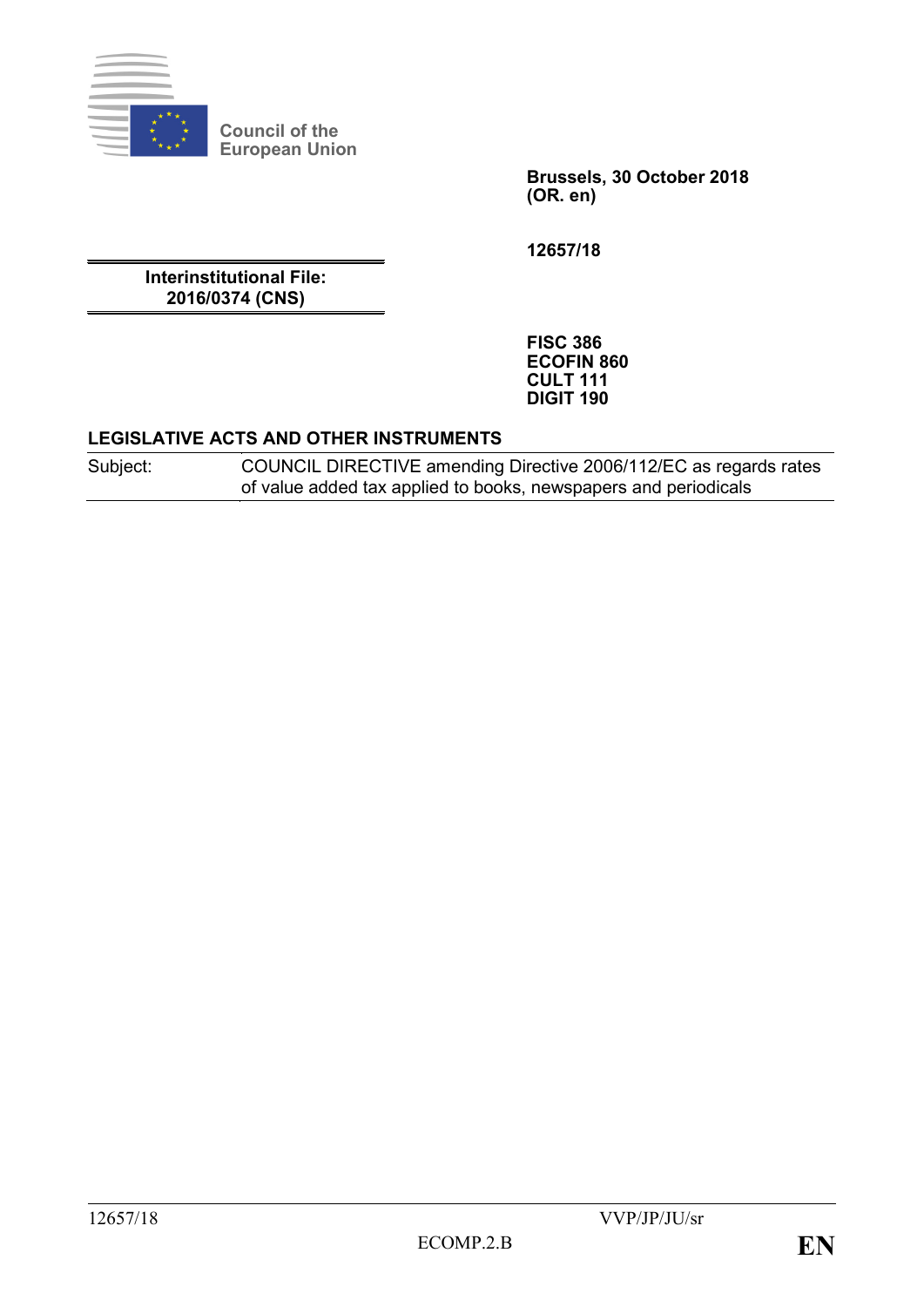**Council of the European Union**

**Brussels, 30 October 2018**
**(OR. en)**

**12657/18**

**Interinstitutional File:**
**2016/0374 (CNS)**

**FISC 386**
**ECOFIN 860**
**CULT 111**
**DIGIT 190**

**LEGISLATIVE ACTS AND OTHER INSTRUMENTS**

| Subject: | COUNCIL DIRECTIVE amending Directive 2006/112/EC as regards rates of value added tax applied to books, newspapers and periodicals |
|---|---|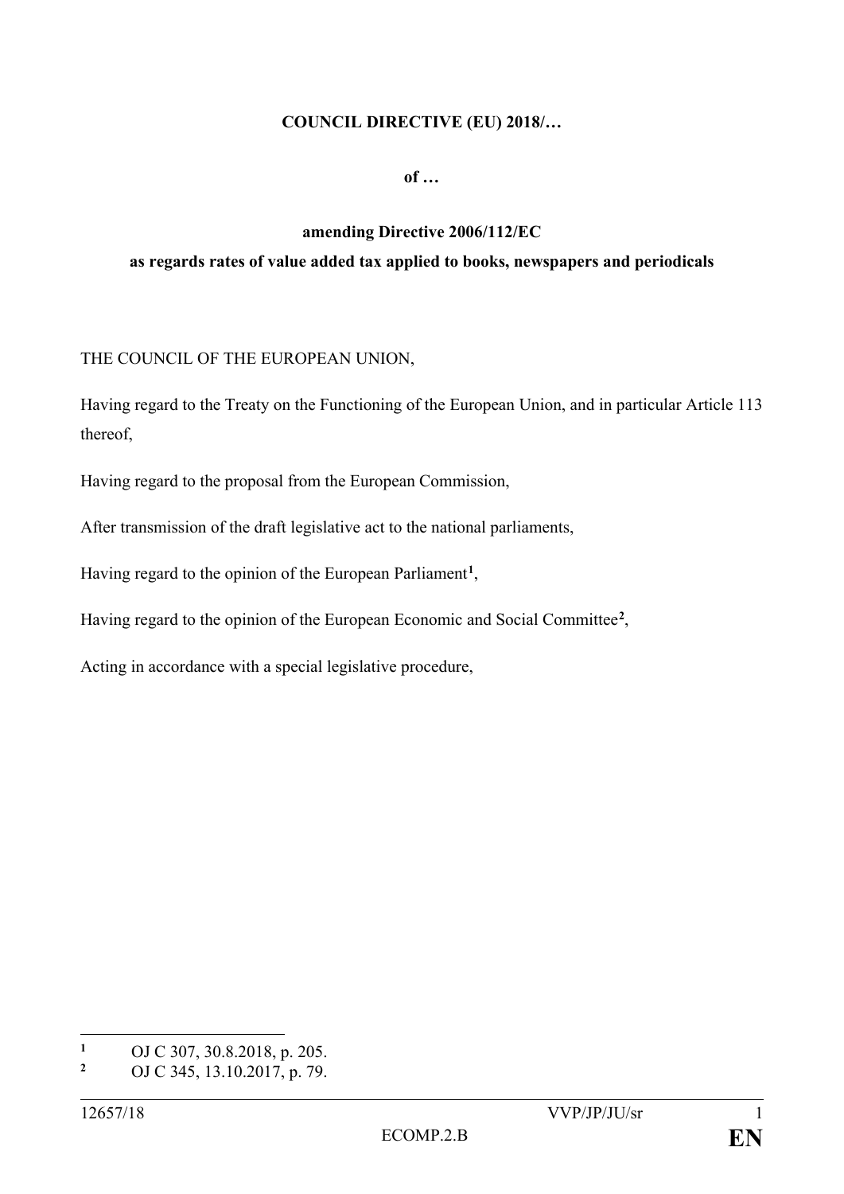**COUNCIL DIRECTIVE (EU) 2018/…**

**of …**

**amending Directive 2006/112/EC**
**as regards rates of value added tax applied to books, newspapers and periodicals**

THE COUNCIL OF THE EUROPEAN UNION,

Having regard to the Treaty on the Functioning of the European Union, and in particular Article 113 thereof,

Having regard to the proposal from the European Commission,

After transmission of the draft legislative act to the national parliaments,

Having regard to the opinion of the European Parliament[1],

Having regard to the opinion of the European Economic and Social Committee[2],

Acting in accordance with a special legislative procedure,

---

[1] OJ C 307, 30.8.2018, p. 205.

[2] OJ C 345, 13.10.2017, p. 79.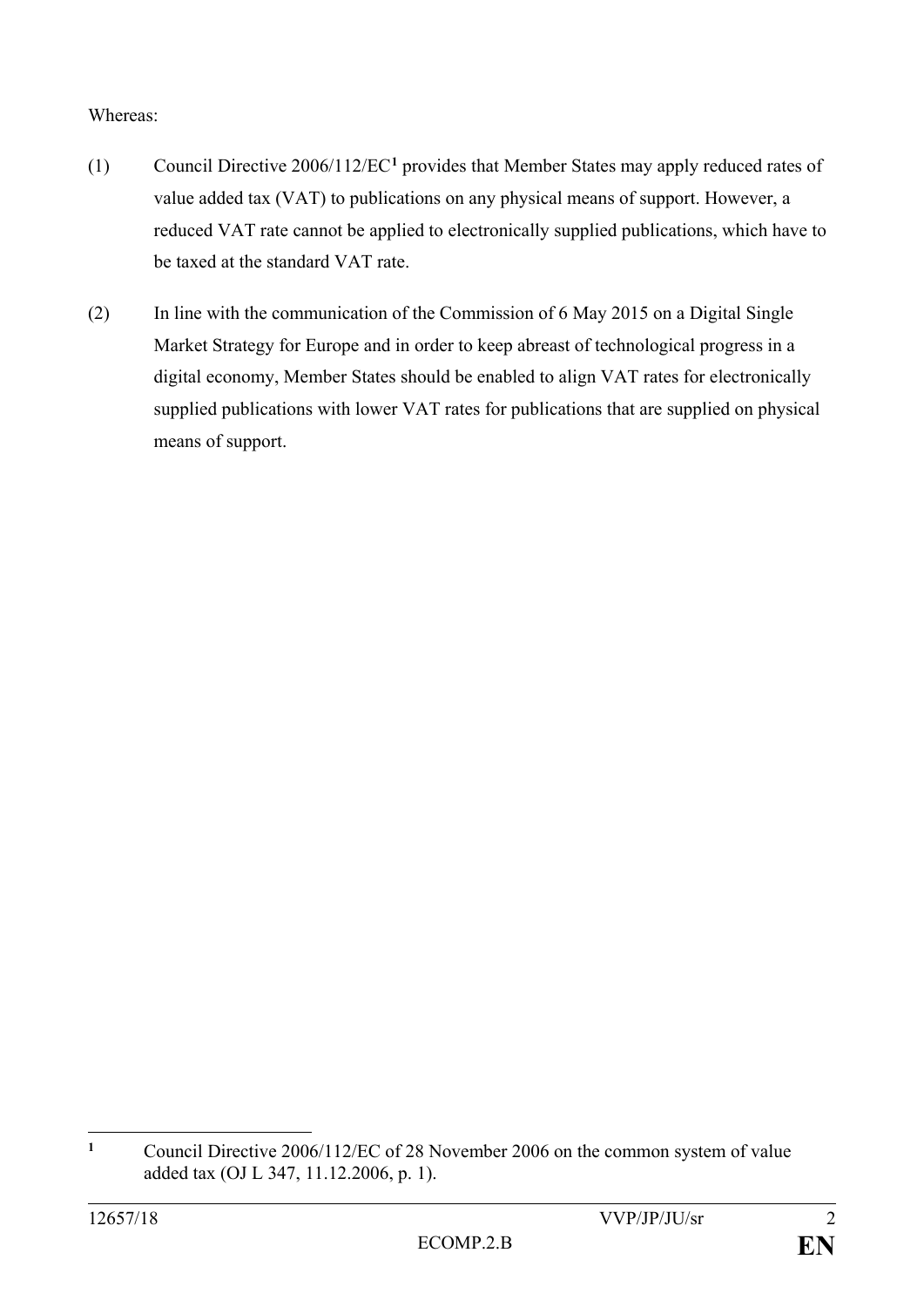Whereas:

(1) Council Directive 2006/112/EC[1] provides that Member States may apply reduced rates of value added tax (VAT) to publications on any physical means of support. However, a reduced VAT rate cannot be applied to electronically supplied publications, which have to be taxed at the standard VAT rate.

(2) In line with the communication of the Commission of 6 May 2015 on a Digital Single Market Strategy for Europe and in order to keep abreast of technological progress in a digital economy, Member States should be enabled to align VAT rates for electronically supplied publications with lower VAT rates for publications that are supplied on physical means of support.

[1] Council Directive 2006/112/EC of 28 November 2006 on the common system of value added tax (OJ L 347, 11.12.2006, p. 1).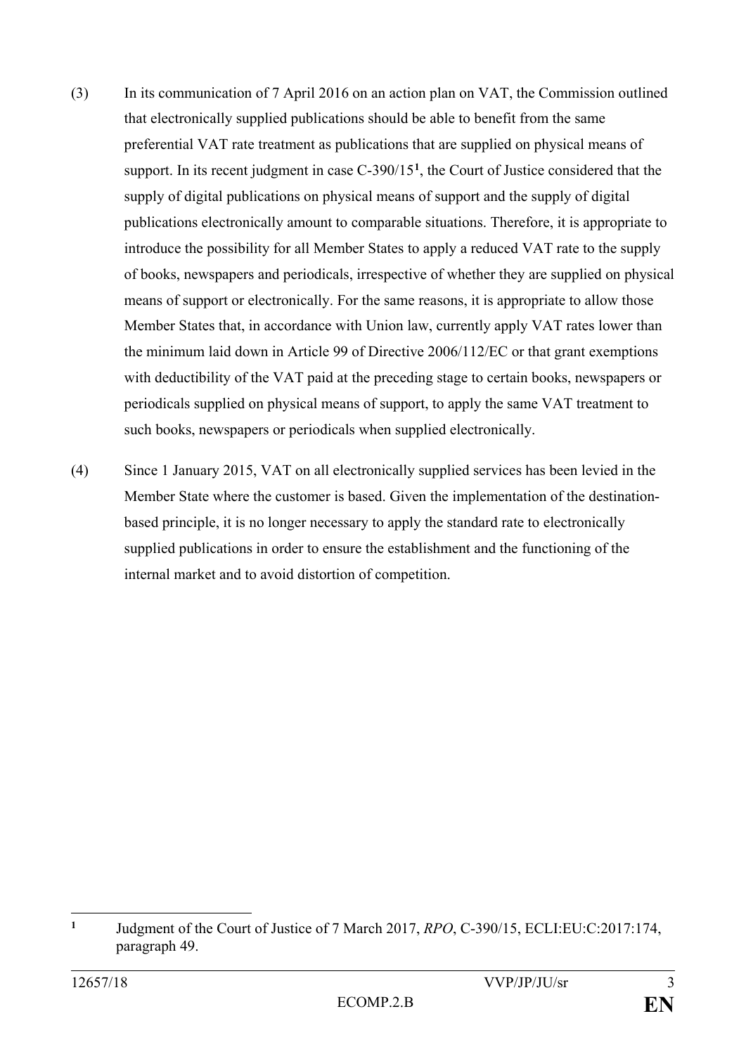(3) In its communication of 7 April 2016 on an action plan on VAT, the Commission outlined that electronically supplied publications should be able to benefit from the same preferential VAT rate treatment as publications that are supplied on physical means of support. In its recent judgment in case C-390/15[1], the Court of Justice considered that the supply of digital publications on physical means of support and the supply of digital publications electronically amount to comparable situations. Therefore, it is appropriate to introduce the possibility for all Member States to apply a reduced VAT rate to the supply of books, newspapers and periodicals, irrespective of whether they are supplied on physical means of support or electronically. For the same reasons, it is appropriate to allow those Member States that, in accordance with Union law, currently apply VAT rates lower than the minimum laid down in Article 99 of Directive 2006/112/EC or that grant exemptions with deductibility of the VAT paid at the preceding stage to certain books, newspapers or periodicals supplied on physical means of support, to apply the same VAT treatment to such books, newspapers or periodicals when supplied electronically.

(4) Since 1 January 2015, VAT on all electronically supplied services has been levied in the Member State where the customer is based. Given the implementation of the destination-based principle, it is no longer necessary to apply the standard rate to electronically supplied publications in order to ensure the establishment and the functioning of the internal market and to avoid distortion of competition.

---

[1] Judgment of the Court of Justice of 7 March 2017, *RPO*, C-390/15, ECLI:EU:C:2017:174, paragraph 49.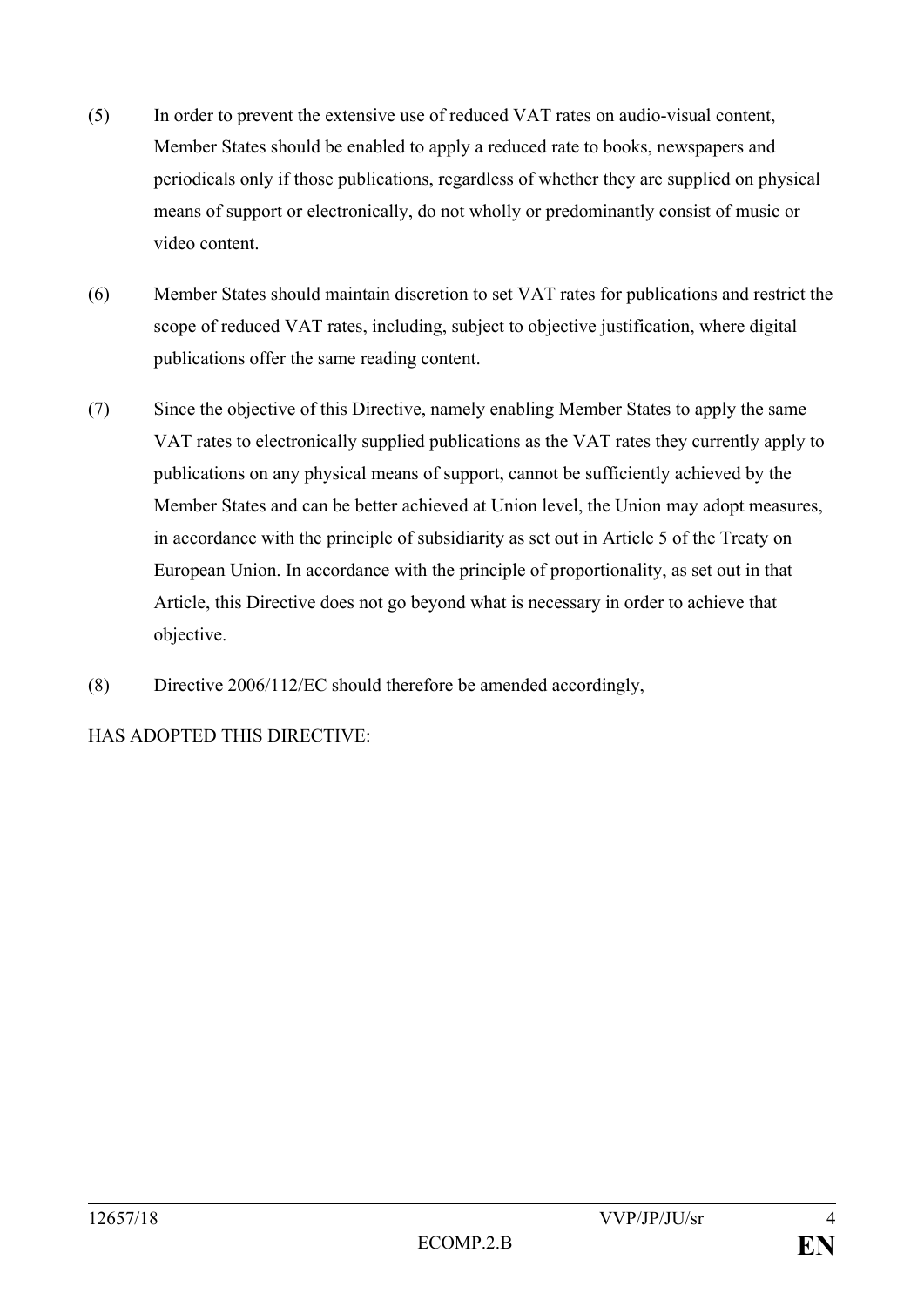(5) In order to prevent the extensive use of reduced VAT rates on audio-visual content, Member States should be enabled to apply a reduced rate to books, newspapers and periodicals only if those publications, regardless of whether they are supplied on physical means of support or electronically, do not wholly or predominantly consist of music or video content.

(6) Member States should maintain discretion to set VAT rates for publications and restrict the scope of reduced VAT rates, including, subject to objective justification, where digital publications offer the same reading content.

(7) Since the objective of this Directive, namely enabling Member States to apply the same VAT rates to electronically supplied publications as the VAT rates they currently apply to publications on any physical means of support, cannot be sufficiently achieved by the Member States and can be better achieved at Union level, the Union may adopt measures, in accordance with the principle of subsidiarity as set out in Article 5 of the Treaty on European Union. In accordance with the principle of proportionality, as set out in that Article, this Directive does not go beyond what is necessary in order to achieve that objective.

(8) Directive 2006/112/EC should therefore be amended accordingly,

HAS ADOPTED THIS DIRECTIVE: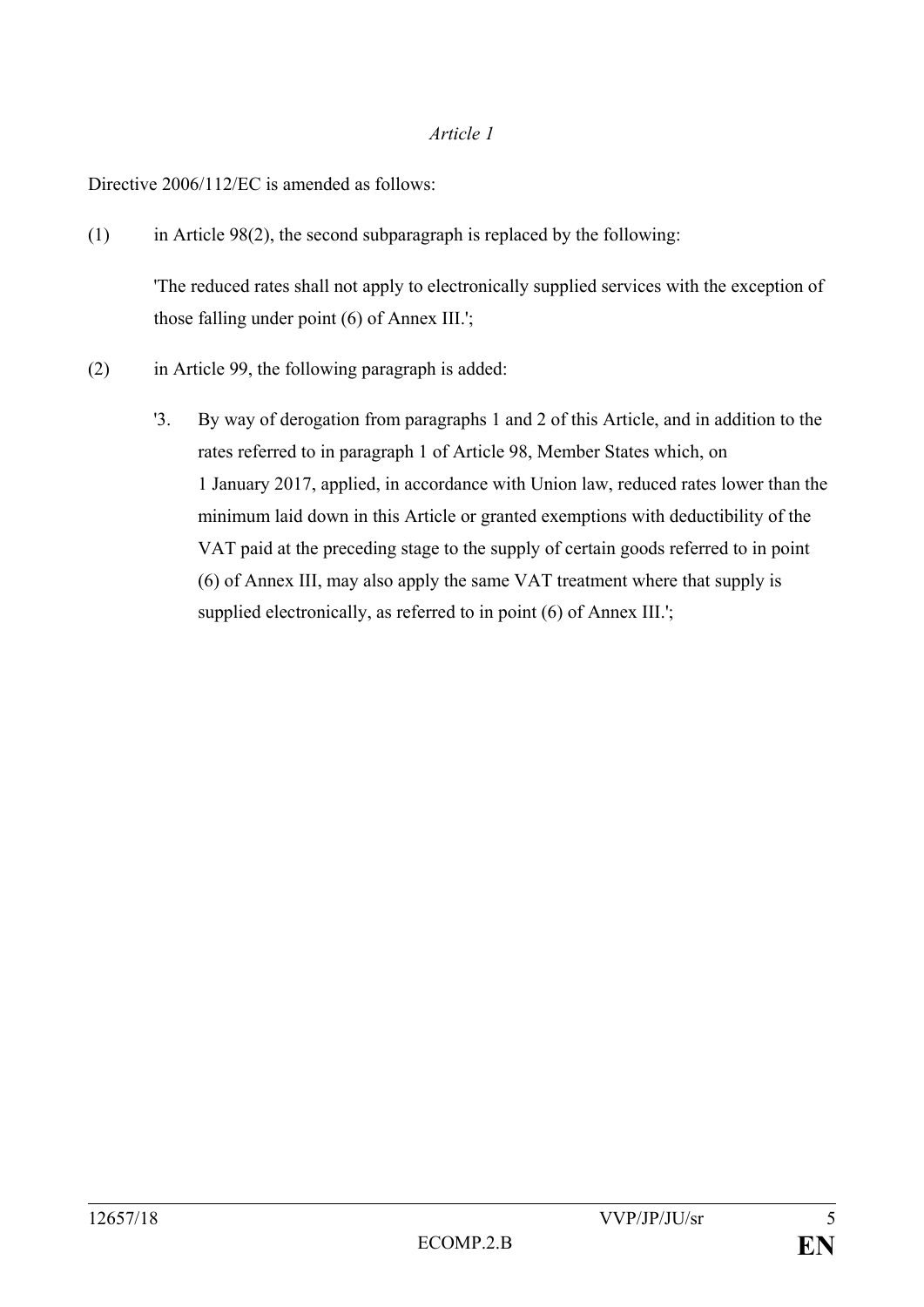*Article 1*

Directive 2006/112/EC is amended as follows:

(1) in Article 98(2), the second subparagraph is replaced by the following:

'The reduced rates shall not apply to electronically supplied services with the exception of those falling under point (6) of Annex III.';

(2) in Article 99, the following paragraph is added:

'3. By way of derogation from paragraphs 1 and 2 of this Article, and in addition to the rates referred to in paragraph 1 of Article 98, Member States which, on 1 January 2017, applied, in accordance with Union law, reduced rates lower than the minimum laid down in this Article or granted exemptions with deductibility of the VAT paid at the preceding stage to the supply of certain goods referred to in point (6) of Annex III, may also apply the same VAT treatment where that supply is supplied electronically, as referred to in point (6) of Annex III.';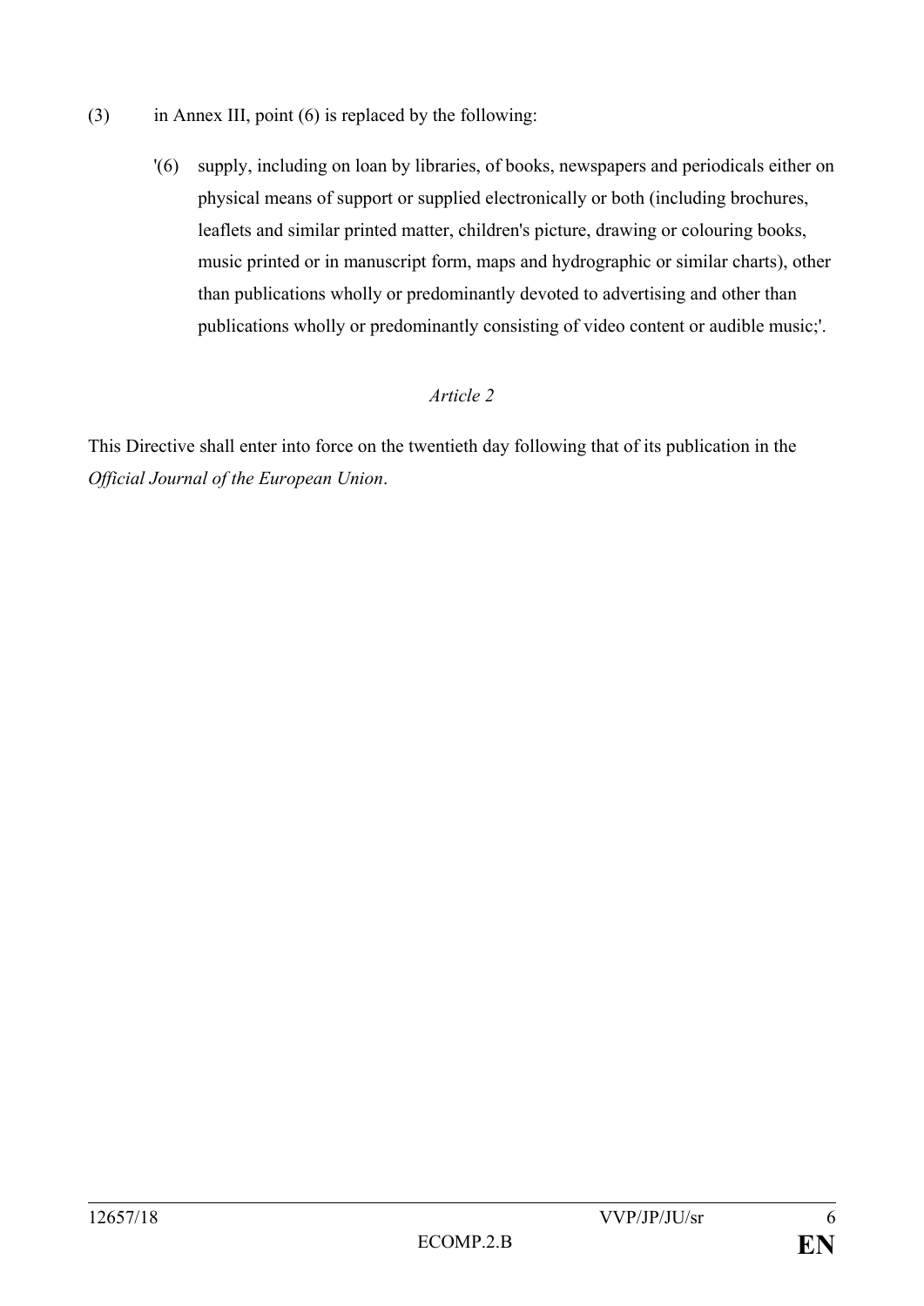(3) in Annex III, point (6) is replaced by the following:

'(6) supply, including on loan by libraries, of books, newspapers and periodicals either on physical means of support or supplied electronically or both (including brochures, leaflets and similar printed matter, children's picture, drawing or colouring books, music printed or in manuscript form, maps and hydrographic or similar charts), other than publications wholly or predominantly devoted to advertising and other than publications wholly or predominantly consisting of video content or audible music;'.

*Article 2*

This Directive shall enter into force on the twentieth day following that of its publication in the *Official Journal of the European Union*.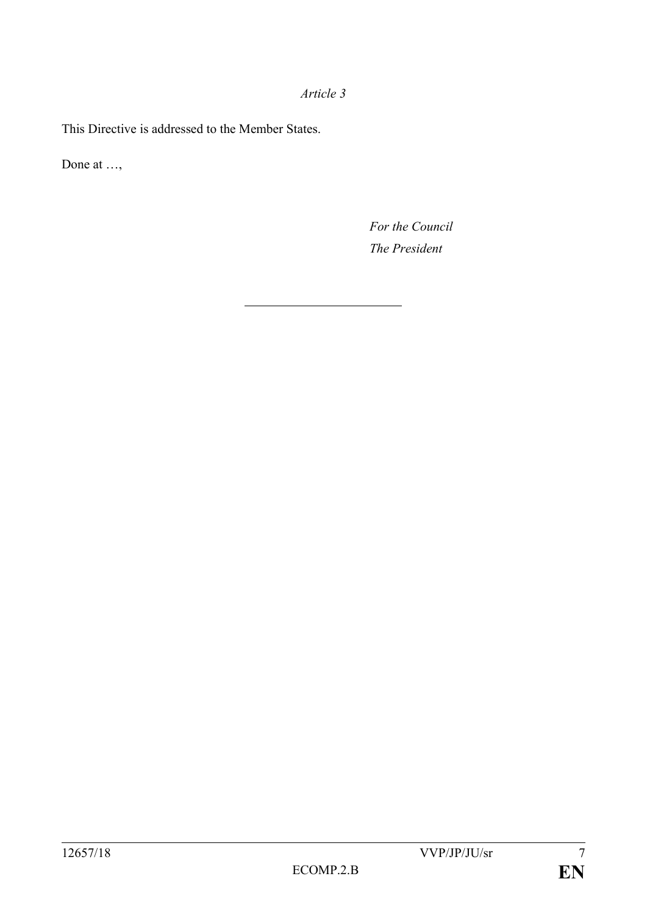*Article 3*

This Directive is addressed to the Member States.

Done at …,

*For the Council*

*The President*

---